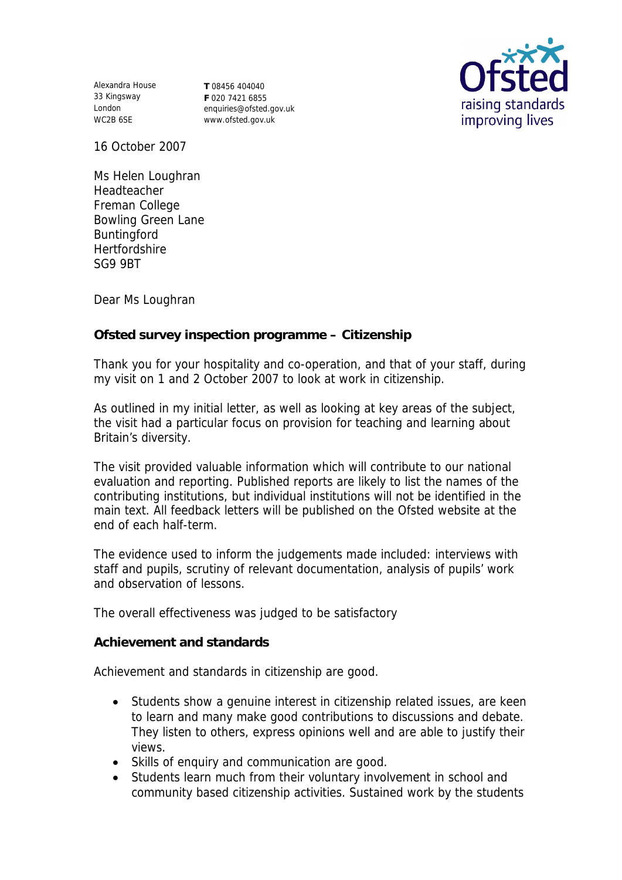Alexandra House
33 Kingsway
London
WC2B 6SE

**T** 08456 404040
**F** 020 7421 6855
enquiries@ofsted.gov.uk
www.ofsted.gov.uk

Ofsted
raising standards
improving lives

16 October 2007

Ms Helen Loughran
Headteacher
Freman College
Bowling Green Lane
Buntingford
Hertfordshire
SG9 9BT

Dear Ms Loughran

**Ofsted survey inspection programme – Citizenship**

Thank you for your hospitality and co-operation, and that of your staff, during my visit on 1 and 2 October 2007 to look at work in citizenship.

As outlined in my initial letter, as well as looking at key areas of the subject, the visit had a particular focus on provision for teaching and learning about Britain's diversity.

The visit provided valuable information which will contribute to our national evaluation and reporting. Published reports are likely to list the names of the contributing institutions, but individual institutions will not be identified in the main text. All feedback letters will be published on the Ofsted website at the end of each half-term.

The evidence used to inform the judgements made included: interviews with staff and pupils, scrutiny of relevant documentation, analysis of pupils' work and observation of lessons.

The overall effectiveness was judged to be satisfactory

**Achievement and standards**

Achievement and standards in citizenship are good.

- Students show a genuine interest in citizenship related issues, are keen to learn and many make good contributions to discussions and debate. They listen to others, express opinions well and are able to justify their views.
- Skills of enquiry and communication are good.
- Students learn much from their voluntary involvement in school and community based citizenship activities. Sustained work by the students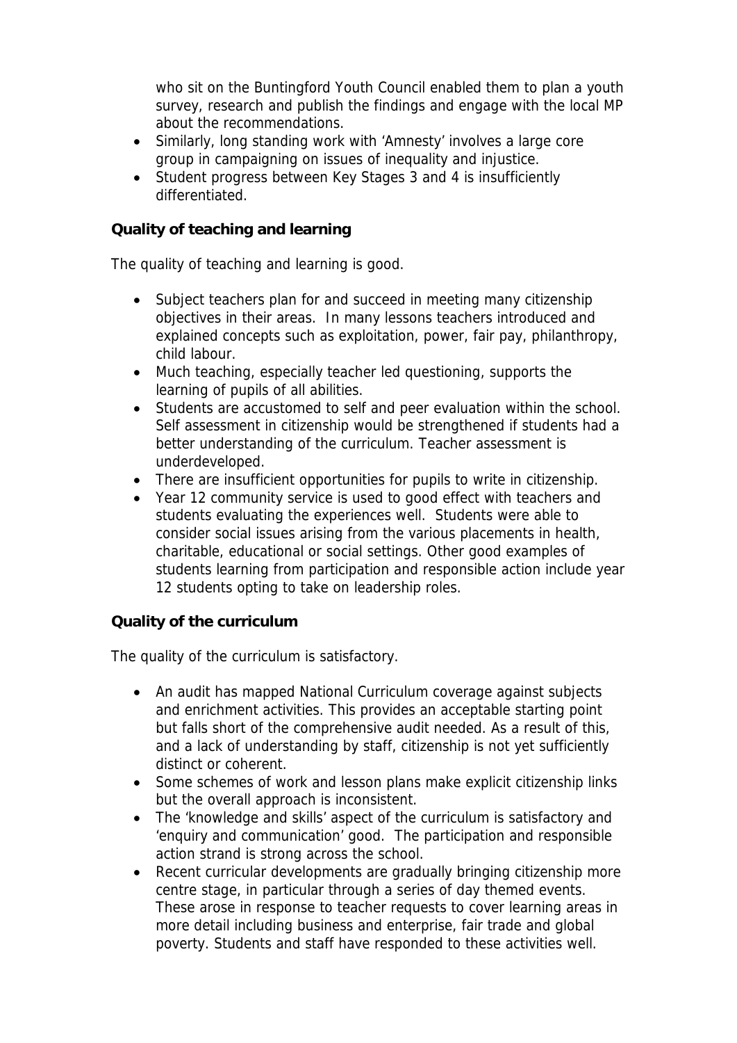who sit on the Buntingford Youth Council enabled them to plan a youth survey, research and publish the findings and engage with the local MP about the recommendations.

- Similarly, long standing work with 'Amnesty' involves a large core group in campaigning on issues of inequality and injustice.
- Student progress between Key Stages 3 and 4 is insufficiently differentiated.

**Quality of teaching and learning**

The quality of teaching and learning is good.

- Subject teachers plan for and succeed in meeting many citizenship objectives in their areas. In many lessons teachers introduced and explained concepts such as exploitation, power, fair pay, philanthropy, child labour.
- Much teaching, especially teacher led questioning, supports the learning of pupils of all abilities.
- Students are accustomed to self and peer evaluation within the school. Self assessment in citizenship would be strengthened if students had a better understanding of the curriculum. Teacher assessment is underdeveloped.
- There are insufficient opportunities for pupils to write in citizenship.
- Year 12 community service is used to good effect with teachers and students evaluating the experiences well. Students were able to consider social issues arising from the various placements in health, charitable, educational or social settings. Other good examples of students learning from participation and responsible action include year 12 students opting to take on leadership roles.

**Quality of the curriculum**

The quality of the curriculum is satisfactory.

- An audit has mapped National Curriculum coverage against subjects and enrichment activities. This provides an acceptable starting point but falls short of the comprehensive audit needed. As a result of this, and a lack of understanding by staff, citizenship is not yet sufficiently distinct or coherent.
- Some schemes of work and lesson plans make explicit citizenship links but the overall approach is inconsistent.
- The 'knowledge and skills' aspect of the curriculum is satisfactory and 'enquiry and communication' good. The participation and responsible action strand is strong across the school.
- Recent curricular developments are gradually bringing citizenship more centre stage, in particular through a series of day themed events. These arose in response to teacher requests to cover learning areas in more detail including business and enterprise, fair trade and global poverty. Students and staff have responded to these activities well.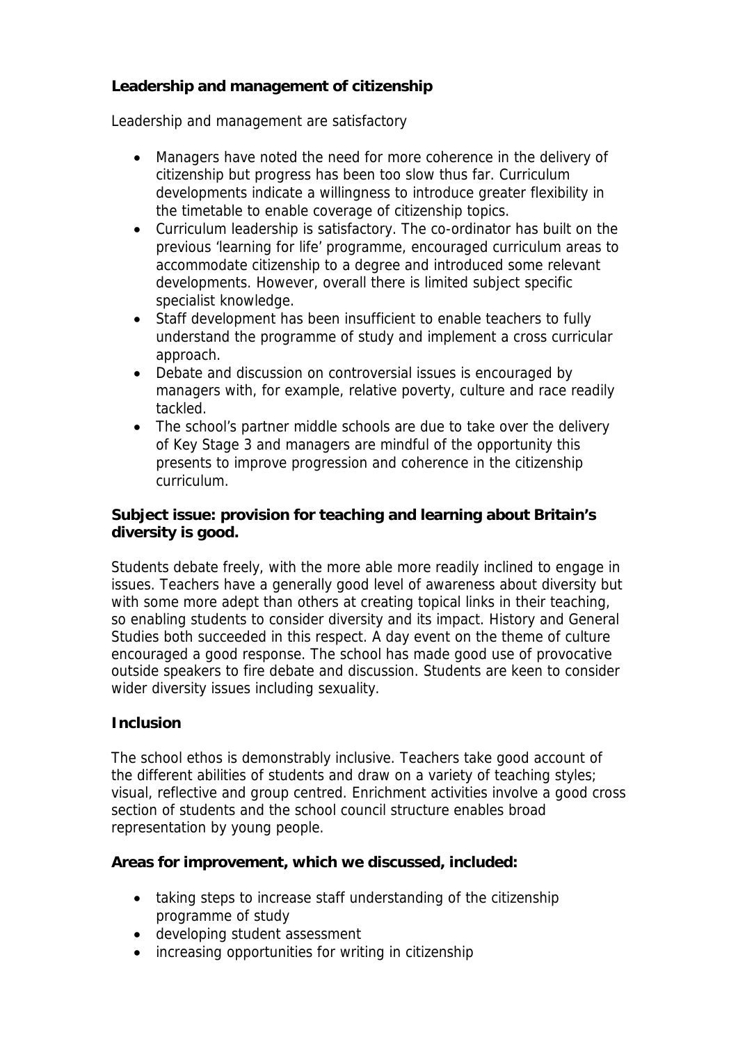**Leadership and management of citizenship**

Leadership and management are satisfactory

- Managers have noted the need for more coherence in the delivery of citizenship but progress has been too slow thus far. Curriculum developments indicate a willingness to introduce greater flexibility in the timetable to enable coverage of citizenship topics.
- Curriculum leadership is satisfactory. The co-ordinator has built on the previous 'learning for life' programme, encouraged curriculum areas to accommodate citizenship to a degree and introduced some relevant developments. However, overall there is limited subject specific specialist knowledge.
- Staff development has been insufficient to enable teachers to fully understand the programme of study and implement a cross curricular approach.
- Debate and discussion on controversial issues is encouraged by managers with, for example, relative poverty, culture and race readily tackled.
- The school's partner middle schools are due to take over the delivery of Key Stage 3 and managers are mindful of the opportunity this presents to improve progression and coherence in the citizenship curriculum.

**Subject issue: provision for teaching and learning about Britain's diversity is good.**

Students debate freely, with the more able more readily inclined to engage in issues. Teachers have a generally good level of awareness about diversity but with some more adept than others at creating topical links in their teaching, so enabling students to consider diversity and its impact. History and General Studies both succeeded in this respect. A day event on the theme of culture encouraged a good response. The school has made good use of provocative outside speakers to fire debate and discussion. Students are keen to consider wider diversity issues including sexuality.

**Inclusion**

The school ethos is demonstrably inclusive. Teachers take good account of the different abilities of students and draw on a variety of teaching styles; visual, reflective and group centred. Enrichment activities involve a good cross section of students and the school council structure enables broad representation by young people.

**Areas for improvement, which we discussed, included:**

- taking steps to increase staff understanding of the citizenship programme of study
- developing student assessment
- increasing opportunities for writing in citizenship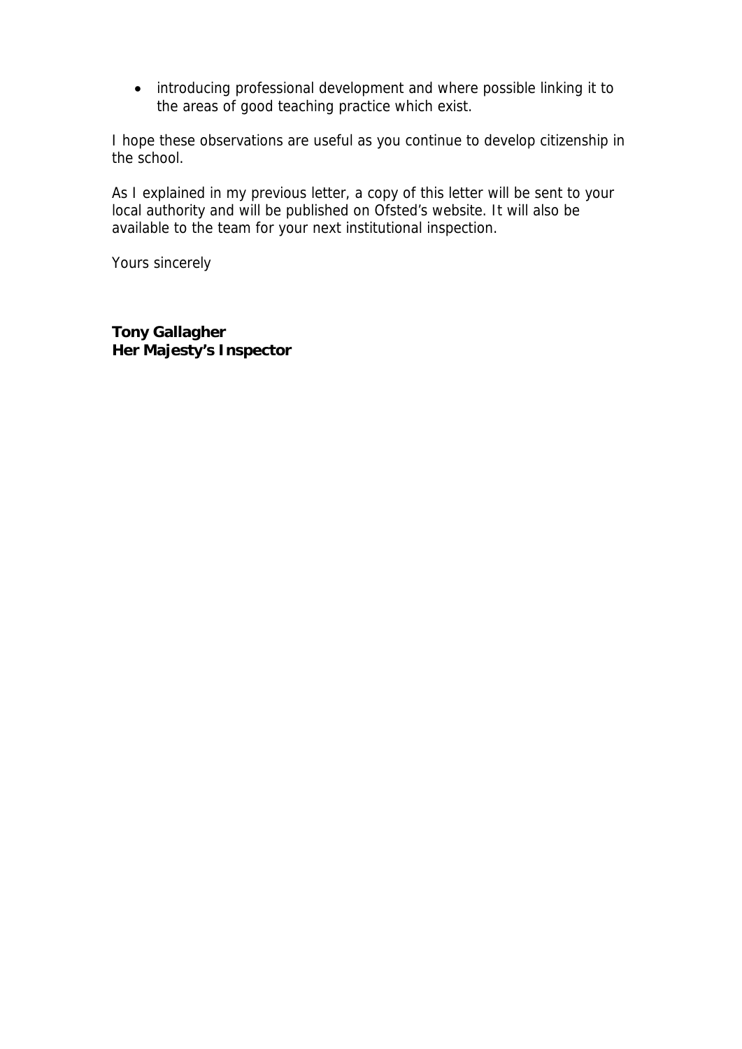- introducing professional development and where possible linking it to the areas of good teaching practice which exist.

I hope these observations are useful as you continue to develop citizenship in the school.

As I explained in my previous letter, a copy of this letter will be sent to your local authority and will be published on Ofsted's website. It will also be available to the team for your next institutional inspection.

Yours sincerely

**Tony Gallagher**
**Her Majesty's Inspector**